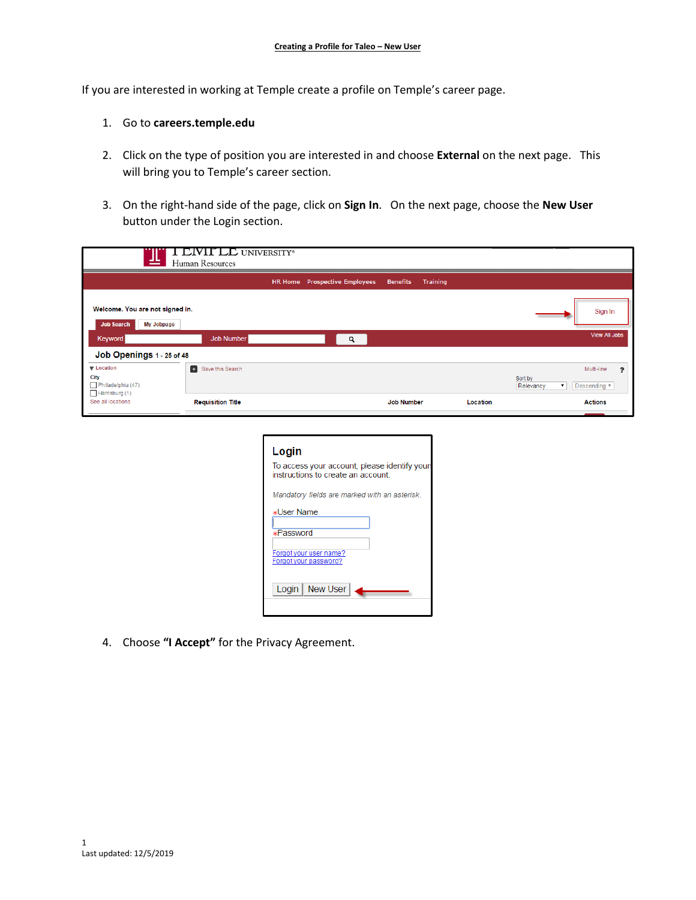**Creating a Profile for Taleo – New User**

If you are interested in working at Temple create a profile on Temple's career page.

1. Go to **careers.temple.edu**

2. Click on the type of position you are interested in and choose **External** on the next page. This will bring you to Temple's career section.

3. On the right-hand side of the page, click on **Sign In**. On the next page, choose the **New User** button under the Login section.

4. Choose **"I Accept"** for the Privacy Agreement.

Last updated: 12/5/2019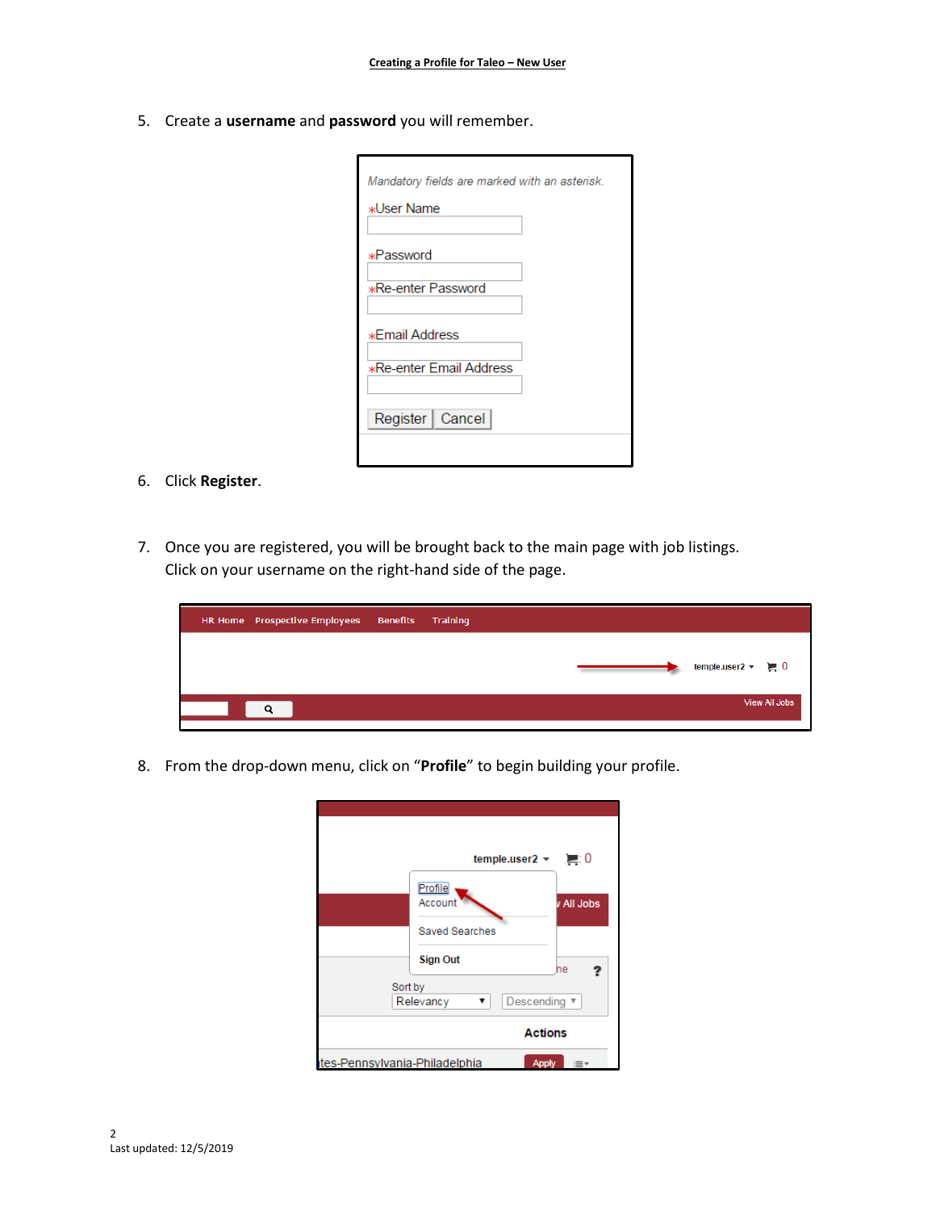5. Create a **username** and **password** you will remember.

6. Click **Register**.

7. Once you are registered, you will be brought back to the main page with job listings. Click on your username on the right-hand side of the page.

8. From the drop-down menu, click on "**Profile**" to begin building your profile.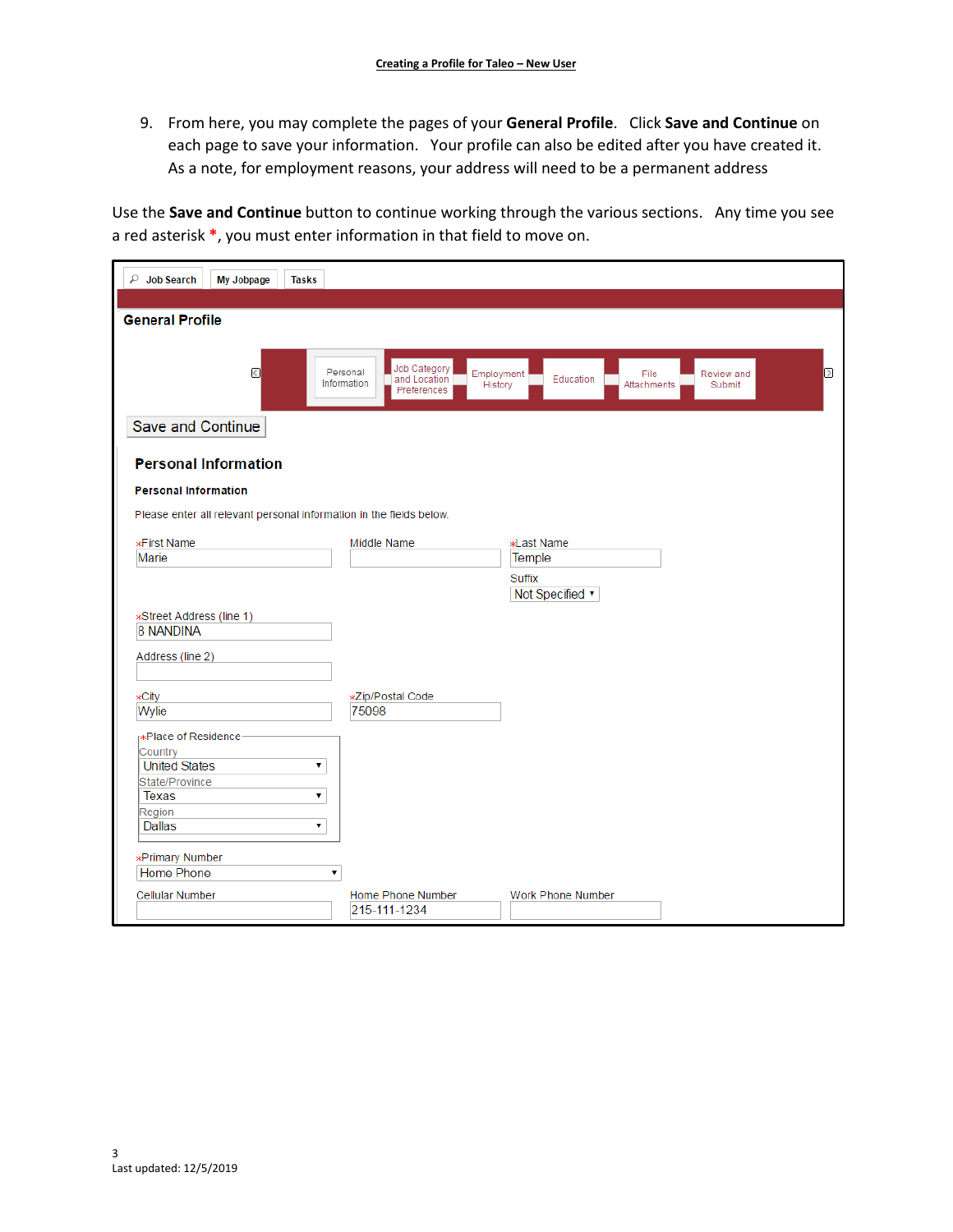9. From here, you may complete the pages of your **General Profile**. Click **Save and Continue** on each page to save your information. Your profile can also be edited after you have created it. As a note, for employment reasons, your address will need to be a permanent address

Use the **Save and Continue** button to continue working through the various sections. Any time you see a red asterisk *, you must enter information in that field to move on.

Job Search | My Jobpage | Tasks

**General Profile**

Personal Information | Job Category and Location Preferences | Employment History | Education | File Attachments | Review and Submit

Save and Continue

**Personal Information**

**Personal Information**

Please enter all relevant personal information in the fields below.

*First Name: Marie
Middle Name:
*Last Name: Temple
Suffix: Not Specified

*Street Address (line 1): 8 NANDINA
Address (line 2):

*City: Wylie
*Zip/Postal Code: 75098

*Place of Residence
Country: United States
State/Province: Texas
Region: Dallas

*Primary Number: Home Phone

Cellular Number:
Home Phone Number: 215-111-1234
Work Phone Number:

Last updated: 12/5/2019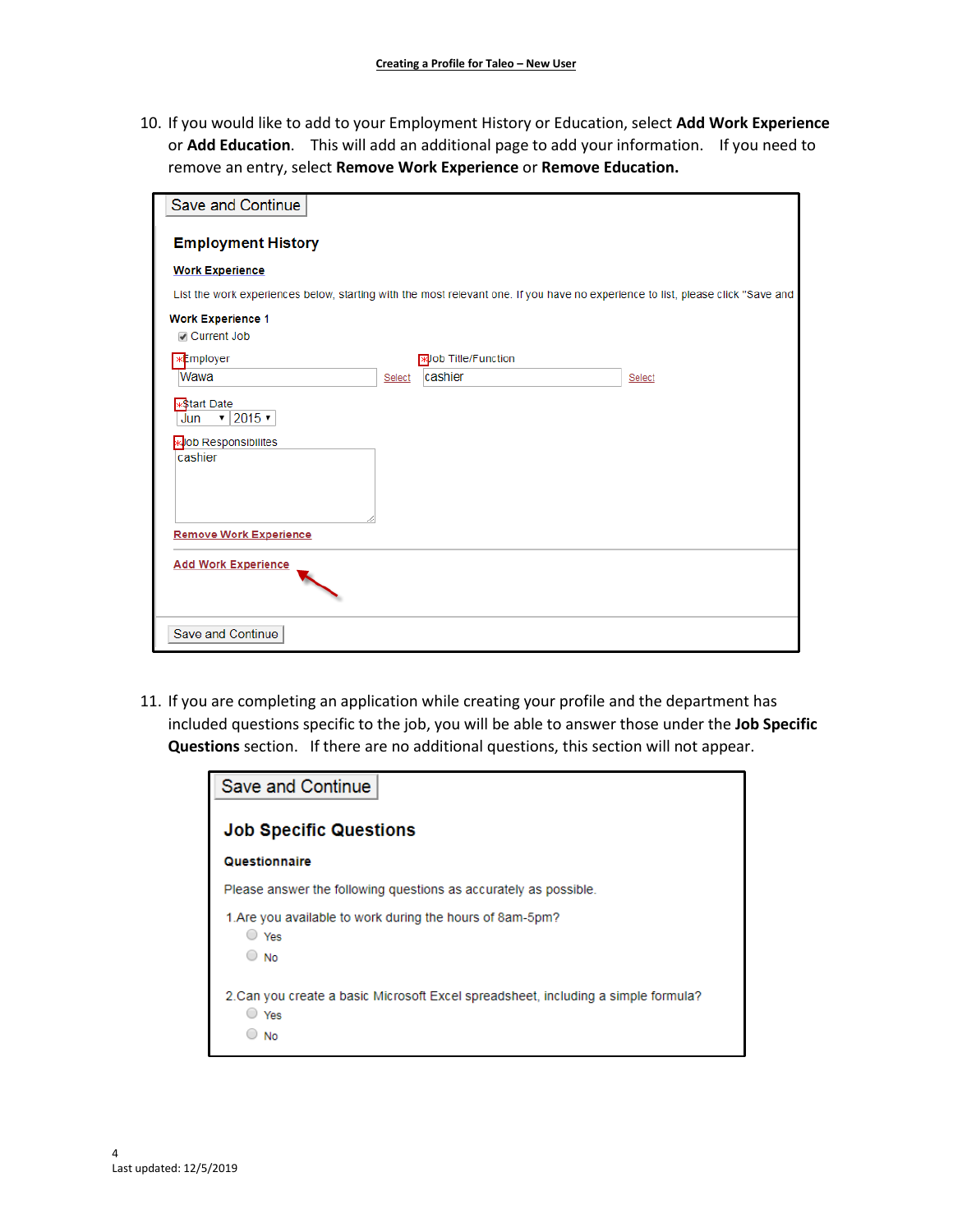10. If you would like to add to your Employment History or Education, select **Add Work Experience** or **Add Education**. This will add an additional page to add your information. If you need to remove an entry, select **Remove Work Experience** or **Remove Education.**

Save and Continue

**Employment History**

**Work Experience**

List the work experiences below, starting with the most relevant one. If you have no experience to list, please click "Save and

**Work Experience 1**

☑ Current Job

*Employer: Wawa — Select

*Job Title/Function: cashier — Select

*Start Date: Jun 2015

*Job Responsibilities: cashier

Remove Work Experience

Add Work Experience

Save and Continue

11. If you are completing an application while creating your profile and the department has included questions specific to the job, you will be able to answer those under the **Job Specific Questions** section. If there are no additional questions, this section will not appear.

Save and Continue

**Job Specific Questions**

**Questionnaire**

Please answer the following questions as accurately as possible.

1. Are you available to work during the hours of 8am-5pm?
   - ○ Yes
   - ○ No

2. Can you create a basic Microsoft Excel spreadsheet, including a simple formula?
   - ○ Yes
   - ○ No

Last updated: 12/5/2019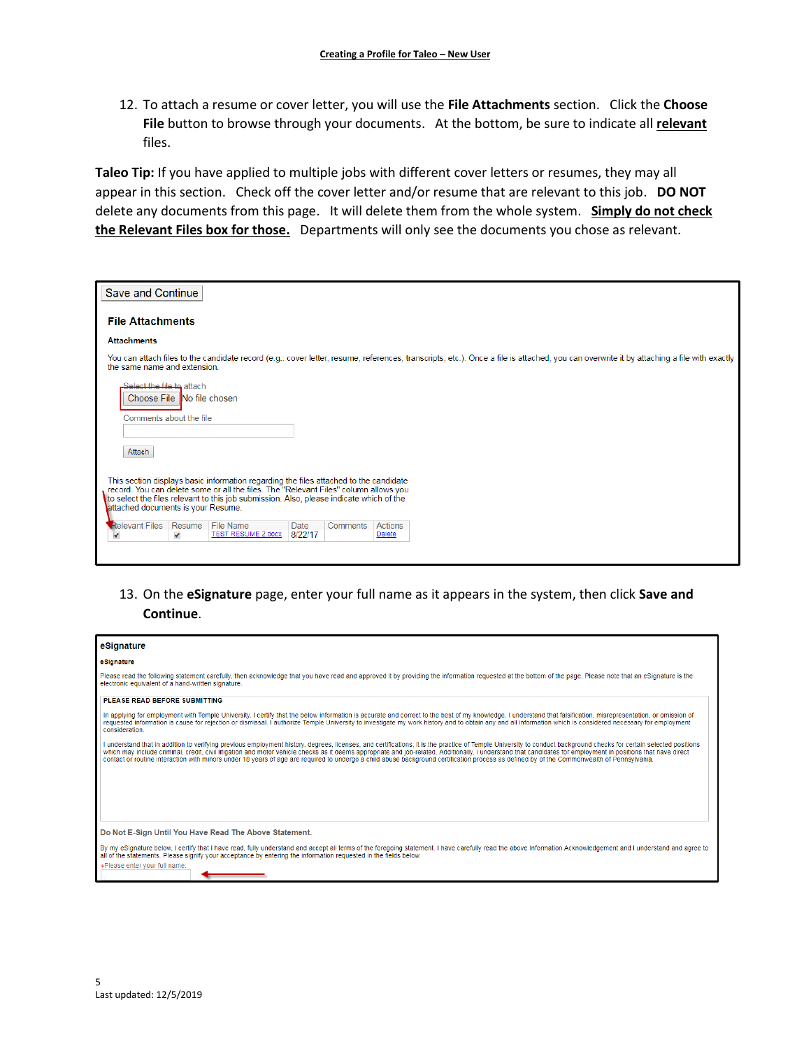12. To attach a resume or cover letter, you will use the **File Attachments** section. Click the **Choose File** button to browse through your documents. At the bottom, be sure to indicate all **relevant** files.

**Taleo Tip:** If you have applied to multiple jobs with different cover letters or resumes, they may all appear in this section. Check off the cover letter and/or resume that are relevant to this job. **DO NOT** delete any documents from this page. It will delete them from the whole system. **Simply do not check the Relevant Files box for those.** Departments will only see the documents you chose as relevant.

Save and Continue

**File Attachments**

**Attachments**

You can attach files to the candidate record (e.g.: cover letter, resume, references, transcripts, etc.). Once a file is attached, you can overwrite it by attaching a file with exactly the same name and extension.

Select the file to attach

Choose File No file chosen

Comments about the file

Attach

This section displays basic information regarding the files attached to the candidate record. You can delete some or all the files. The "Relevant Files" column allows you to select the files relevant to this job submission. Also, please indicate which of the attached documents is your Resume.

| Relevant Files | Resume | File Name | Date | Comments | Actions |
|---|---|---|---|---|---|
| ✔ | ✔ | TEST RESUME 2.docx | 8/22/17 | | Delete |

13. On the **eSignature** page, enter your full name as it appears in the system, then click **Save and Continue**.

**eSignature**

**eSignature**

Please read the following statement carefully, then acknowledge that you have read and approved it by providing the information requested at the bottom of the page. Please note that an eSignature is the electronic equivalent of a hand-written signature.

**PLEASE READ BEFORE SUBMITTING**

In applying for employment with Temple University, I certify that the below information is accurate and correct to the best of my knowledge. I understand that falsification, misrepresentation, or omission of requested information is cause for rejection or dismissal. I authorize Temple University to investigate my work history and to obtain any and all information which is considered necessary for employment consideration.

I understand that in addition to verifying previous employment history, degrees, licenses, and certifications, it is the practice of Temple University to conduct background checks for certain selected positions which may include criminal, credit, civil litigation and motor vehicle checks as it deems appropriate and job-related. Additionally, I understand that candidates for employment in positions that have direct contact or routine interaction with minors under 18 years of age are required to undergo a child abuse background certification process as defined by of the Commonwealth of Pennsylvania.

**Do Not E-Sign Until You Have Read The Above Statement.**

By my eSignature below, I certify that I have read, fully understand and accept all terms of the foregoing statement. I have carefully read the above Information Acknowledgement and I understand and agree to all of the statements. Please signify your acceptance by entering the information requested in the fields below.

*Please enter your full name:

Last updated: 12/5/2019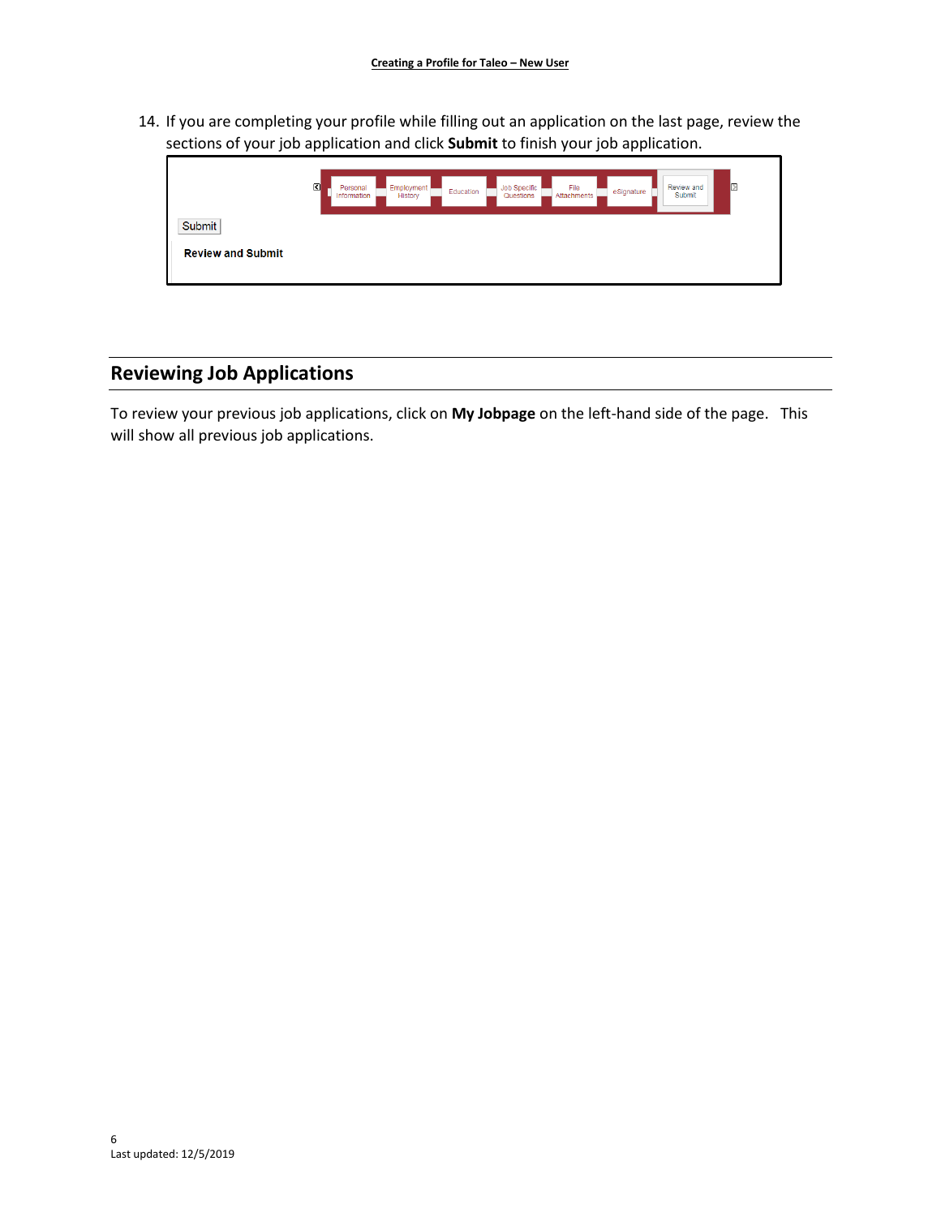14. If you are completing your profile while filling out an application on the last page, review the sections of your job application and click **Submit** to finish your job application.

## Reviewing Job Applications

To review your previous job applications, click on **My Jobpage** on the left-hand side of the page. This will show all previous job applications.

Last updated: 12/5/2019